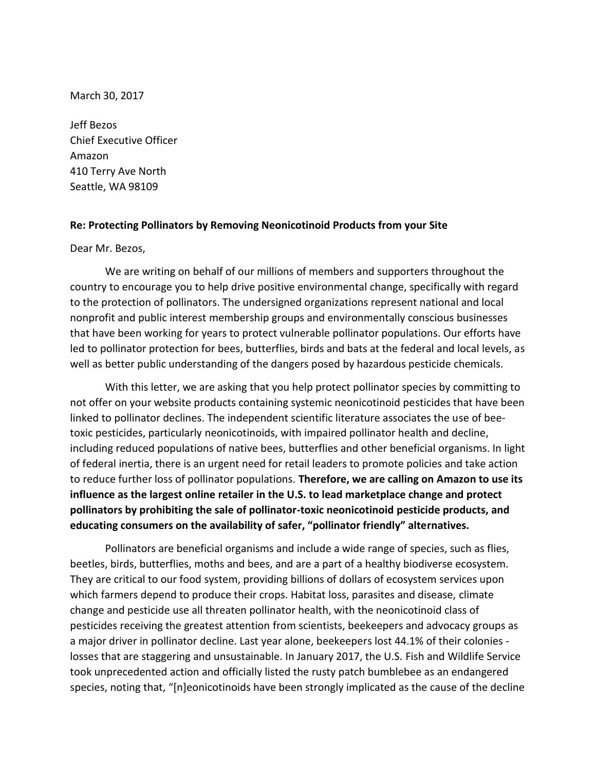March 30, 2017

Jeff Bezos
Chief Executive Officer
Amazon
410 Terry Ave North
Seattle, WA 98109

**Re: Protecting Pollinators by Removing Neonicotinoid Products from your Site**

Dear Mr. Bezos,

We are writing on behalf of our millions of members and supporters throughout the country to encourage you to help drive positive environmental change, specifically with regard to the protection of pollinators. The undersigned organizations represent national and local nonprofit and public interest membership groups and environmentally conscious businesses that have been working for years to protect vulnerable pollinator populations. Our efforts have led to pollinator protection for bees, butterflies, birds and bats at the federal and local levels, as well as better public understanding of the dangers posed by hazardous pesticide chemicals.

With this letter, we are asking that you help protect pollinator species by committing to not offer on your website products containing systemic neonicotinoid pesticides that have been linked to pollinator declines. The independent scientific literature associates the use of bee-toxic pesticides, particularly neonicotinoids, with impaired pollinator health and decline, including reduced populations of native bees, butterflies and other beneficial organisms. In light of federal inertia, there is an urgent need for retail leaders to promote policies and take action to reduce further loss of pollinator populations. **Therefore, we are calling on Amazon to use its influence as the largest online retailer in the U.S. to lead marketplace change and protect pollinators by prohibiting the sale of pollinator-toxic neonicotinoid pesticide products, and educating consumers on the availability of safer, "pollinator friendly" alternatives.**

Pollinators are beneficial organisms and include a wide range of species, such as flies, beetles, birds, butterflies, moths and bees, and are a part of a healthy biodiverse ecosystem. They are critical to our food system, providing billions of dollars of ecosystem services upon which farmers depend to produce their crops. Habitat loss, parasites and disease, climate change and pesticide use all threaten pollinator health, with the neonicotinoid class of pesticides receiving the greatest attention from scientists, beekeepers and advocacy groups as a major driver in pollinator decline. Last year alone, beekeepers lost 44.1% of their colonies - losses that are staggering and unsustainable. In January 2017, the U.S. Fish and Wildlife Service took unprecedented action and officially listed the rusty patch bumblebee as an endangered species, noting that, "[n]eonicotinoids have been strongly implicated as the cause of the decline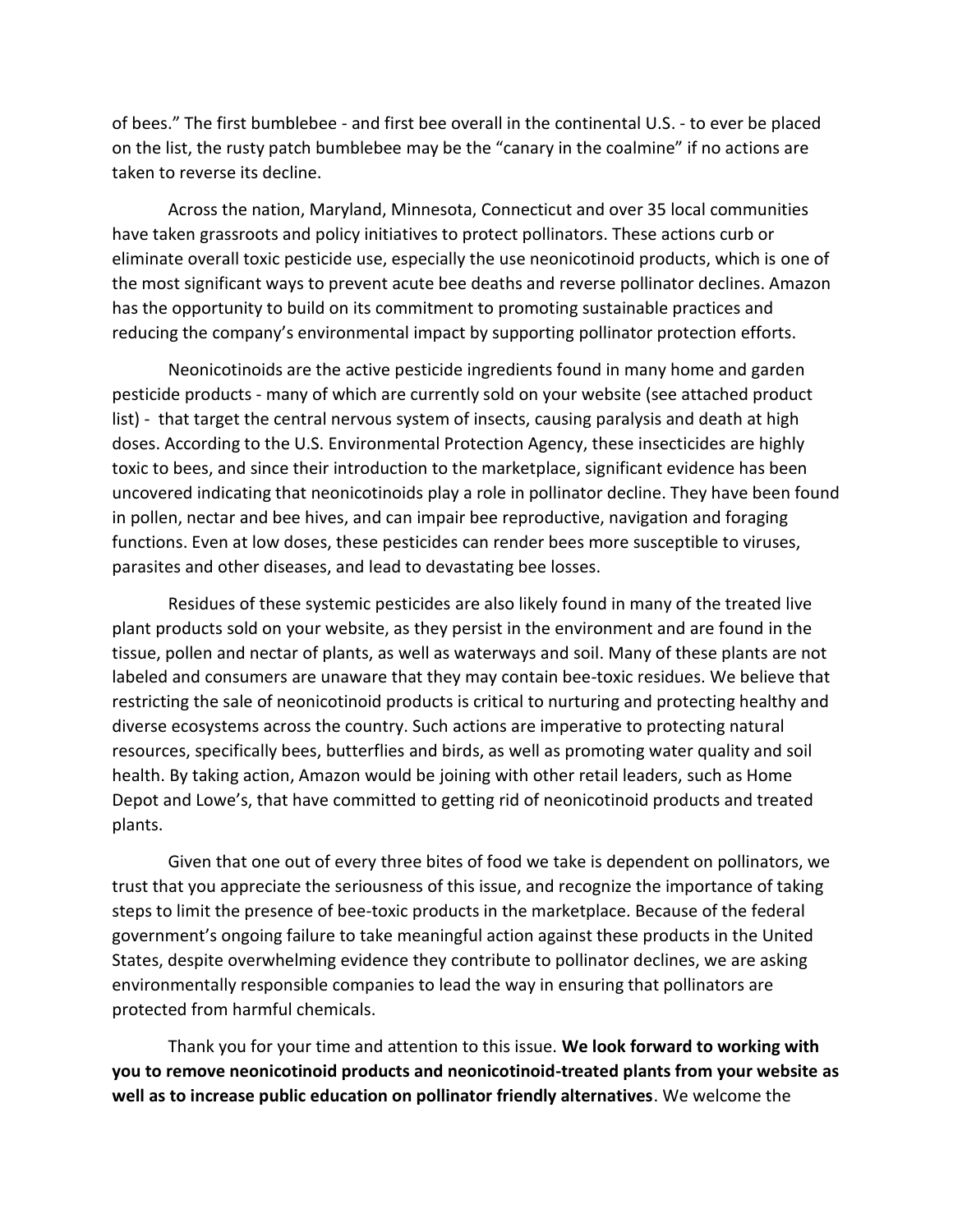of bees." The first bumblebee - and first bee overall in the continental U.S. - to ever be placed on the list, the rusty patch bumblebee may be the "canary in the coalmine" if no actions are taken to reverse its decline.

Across the nation, Maryland, Minnesota, Connecticut and over 35 local communities have taken grassroots and policy initiatives to protect pollinators. These actions curb or eliminate overall toxic pesticide use, especially the use neonicotinoid products, which is one of the most significant ways to prevent acute bee deaths and reverse pollinator declines. Amazon has the opportunity to build on its commitment to promoting sustainable practices and reducing the company's environmental impact by supporting pollinator protection efforts.

Neonicotinoids are the active pesticide ingredients found in many home and garden pesticide products - many of which are currently sold on your website (see attached product list) - that target the central nervous system of insects, causing paralysis and death at high doses. According to the U.S. Environmental Protection Agency, these insecticides are highly toxic to bees, and since their introduction to the marketplace, significant evidence has been uncovered indicating that neonicotinoids play a role in pollinator decline. They have been found in pollen, nectar and bee hives, and can impair bee reproductive, navigation and foraging functions. Even at low doses, these pesticides can render bees more susceptible to viruses, parasites and other diseases, and lead to devastating bee losses.

Residues of these systemic pesticides are also likely found in many of the treated live plant products sold on your website, as they persist in the environment and are found in the tissue, pollen and nectar of plants, as well as waterways and soil. Many of these plants are not labeled and consumers are unaware that they may contain bee-toxic residues. We believe that restricting the sale of neonicotinoid products is critical to nurturing and protecting healthy and diverse ecosystems across the country. Such actions are imperative to protecting natural resources, specifically bees, butterflies and birds, as well as promoting water quality and soil health. By taking action, Amazon would be joining with other retail leaders, such as Home Depot and Lowe's, that have committed to getting rid of neonicotinoid products and treated plants.

Given that one out of every three bites of food we take is dependent on pollinators, we trust that you appreciate the seriousness of this issue, and recognize the importance of taking steps to limit the presence of bee-toxic products in the marketplace. Because of the federal government's ongoing failure to take meaningful action against these products in the United States, despite overwhelming evidence they contribute to pollinator declines, we are asking environmentally responsible companies to lead the way in ensuring that pollinators are protected from harmful chemicals.

Thank you for your time and attention to this issue. **We look forward to working with you to remove neonicotinoid products and neonicotinoid-treated plants from your website as well as to increase public education on pollinator friendly alternatives**. We welcome the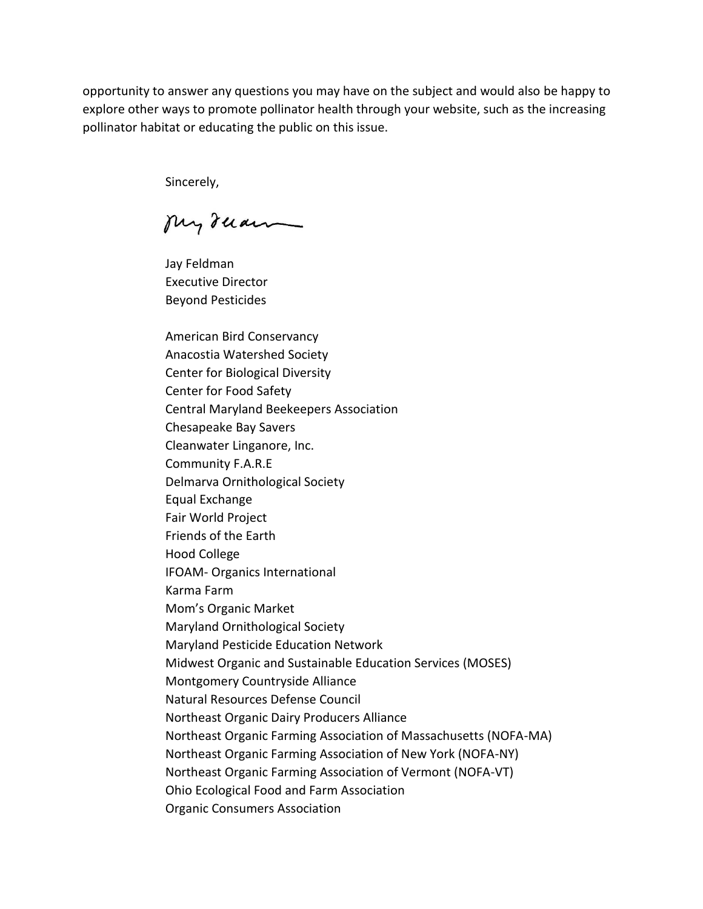opportunity to answer any questions you may have on the subject and would also be happy to explore other ways to promote pollinator health through your website, such as the increasing pollinator habitat or educating the public on this issue.

Sincerely,

Jay Feldman
Executive Director
Beyond Pesticides

American Bird Conservancy
Anacostia Watershed Society
Center for Biological Diversity
Center for Food Safety
Central Maryland Beekeepers Association
Chesapeake Bay Savers
Cleanwater Linganore, Inc.
Community F.A.R.E
Delmarva Ornithological Society
Equal Exchange
Fair World Project
Friends of the Earth
Hood College
IFOAM- Organics International
Karma Farm
Mom's Organic Market
Maryland Ornithological Society
Maryland Pesticide Education Network
Midwest Organic and Sustainable Education Services (MOSES)
Montgomery Countryside Alliance
Natural Resources Defense Council
Northeast Organic Dairy Producers Alliance
Northeast Organic Farming Association of Massachusetts (NOFA-MA)
Northeast Organic Farming Association of New York (NOFA-NY)
Northeast Organic Farming Association of Vermont (NOFA-VT)
Ohio Ecological Food and Farm Association
Organic Consumers Association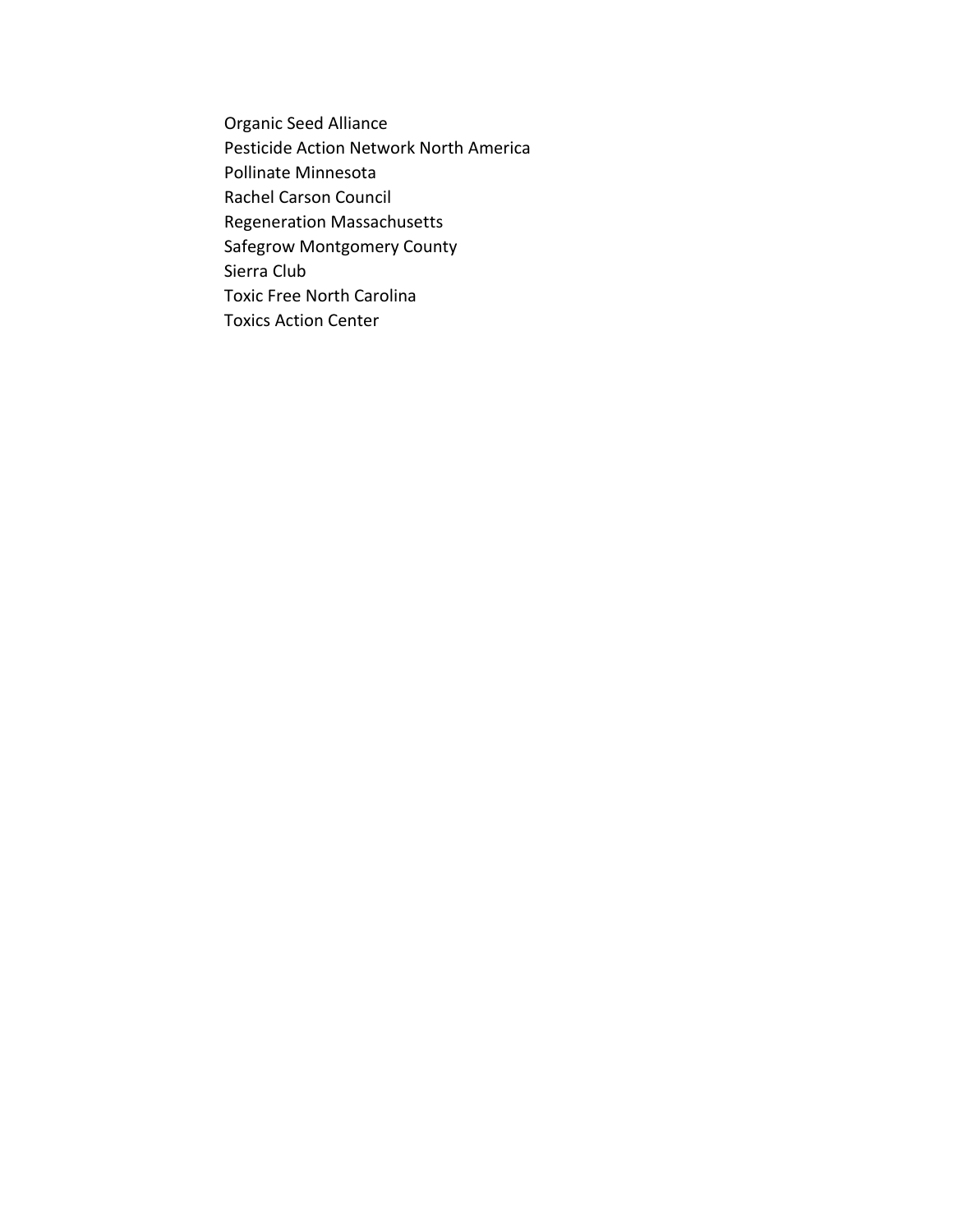Organic Seed Alliance
Pesticide Action Network North America
Pollinate Minnesota
Rachel Carson Council
Regeneration Massachusetts
Safegrow Montgomery County
Sierra Club
Toxic Free North Carolina
Toxics Action Center